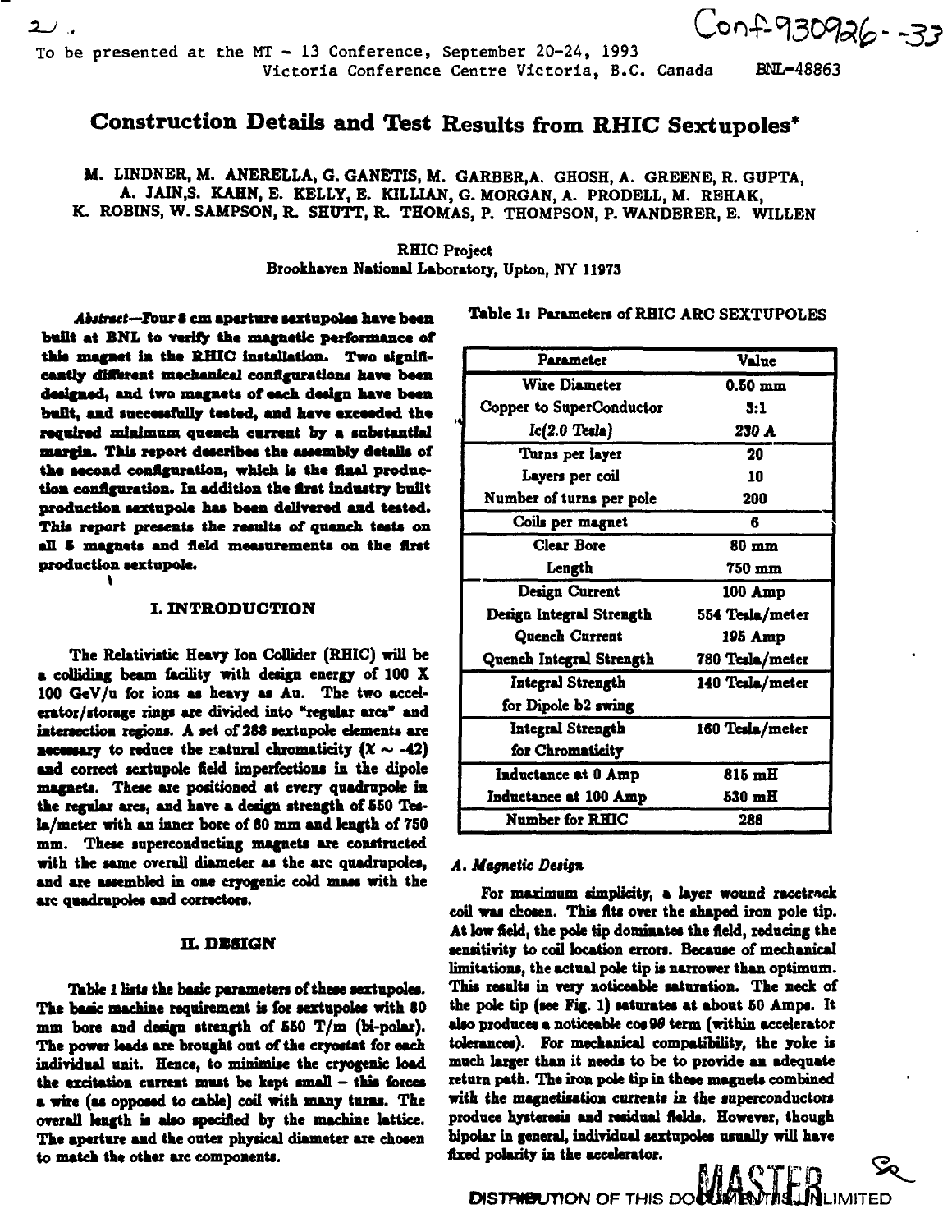To be presented at the MT - 13 Conference, September 20-24, 1993
Victoria Conference Centre Victoria, B.C. Canada BNL-48863

Conf-930926--33

# Construction Details and Test Results from RHIC Sextupoles*

M. LINDNER, M. ANERELLA, G. GANETIS, M. GARBER, A. GHOSH, A. GREENE, R. GUPTA, A. JAIN, S. KAHN, E. KELLY, E. KILLIAN, G. MORGAN, A. PRODELL, M. REHAK, K. ROBINS, W. SAMPSON, R. SHUTT, R. THOMAS, P. THOMPSON, P. WANDERER, E. WILLEN

RHIC Project
Brookhaven National Laboratory, Upton, NY 11973

***Abstract*—Four 8 cm aperture sextupoles have been built at BNL to verify the magnetic performance of this magnet in the RHIC installation. Two significantly different mechanical configurations have been designed, and two magnets of each design have been built, and successfully tested, and have exceeded the required minimum quench current by a substantial margin. This report describes the assembly details of the second configuration, which is the final production configuration. In addition the first industry built production sextupole has been delivered and tested. This report presents the results of quench tests on all 5 magnets and field measurements on the first production sextupole.**

## I. INTRODUCTION

The Relativistic Heavy Ion Collider (RHIC) will be a colliding beam facility with design energy of 100 X 100 GeV/u for ions as heavy as Au. The two accelerator/storage rings are divided into "regular arcs" and intersection regions. A set of 288 sextupole elements are necessary to reduce the natural chromaticity ($\chi \sim -42$) and correct sextupole field imperfections in the dipole magnets. These are positioned at every quadrupole in the regular arcs, and have a design strength of 550 Tesla/meter with an inner bore of 80 mm and length of 750 mm. These superconducting magnets are constructed with the same overall diameter as the arc quadrupoles, and are assembled in one cryogenic cold mass with the arc quadrupoles and correctors.

## II. DESIGN

Table 1 lists the basic parameters of these sextupoles. The basic machine requirement is for sextupoles with 80 mm bore and design strength of 550 T/m (bi-polar). The power leads are brought out of the cryostat for each individual unit. Hence, to minimize the cryogenic load the excitation current must be kept small – this forces a wire (as opposed to cable) coil with many turns. The overall length is also specified by the machine lattice. The aperture and the outer physical diameter are chosen to match the other arc components.

Table 1: Parameters of RHIC ARC SEXTUPOLES

| Parameter | Value |
|---|---|
| Wire Diameter | 0.50 mm |
| Copper to SuperConductor | 3:1 |
| *Ic(2.0 Tesla)* | *230 A* |
| Turns per layer | 20 |
| Layers per coil | 10 |
| Number of turns per pole | 200 |
| Coils per magnet | 6 |
| Clear Bore | 80 mm |
| Length | 750 mm |
| Design Current | 100 Amp |
| Design Integral Strength | 554 Tesla/meter |
| Quench Current | 195 Amp |
| Quench Integral Strength | 780 Tesla/meter |
| Integral Strength for Dipole b2 swing | 140 Tesla/meter |
| Integral Strength for Chromaticity | 160 Tesla/meter |
| Inductance at 0 Amp | 815 mH |
| Inductance at 100 Amp | 530 mH |
| Number for RHIC | 288 |

### *A. Magnetic Design*

For maximum simplicity, a layer wound racetrack coil was chosen. This fits over the shaped iron pole tip. At low field, the pole tip dominates the field, reducing the sensitivity to coil location errors. Because of mechanical limitations, the actual pole tip is narrower than optimum. This results in very noticeable saturation. The neck of the pole tip (see Fig. 1) saturates at about 50 Amps. It also produces a noticeable $\cos 9\theta$ term (within accelerator tolerances). For mechanical compatibility, the yoke is much larger than it needs to be to provide an adequate return path. The iron pole tip in these magnets combined with the magnetization currents in the superconductors produce hysteresis and residual fields. However, though bipolar in general, individual sextupoles usually will have fixed polarity in the accelerator.

MASTER

DISTRIBUTION OF THIS DOCUMENT IS UNLIMITED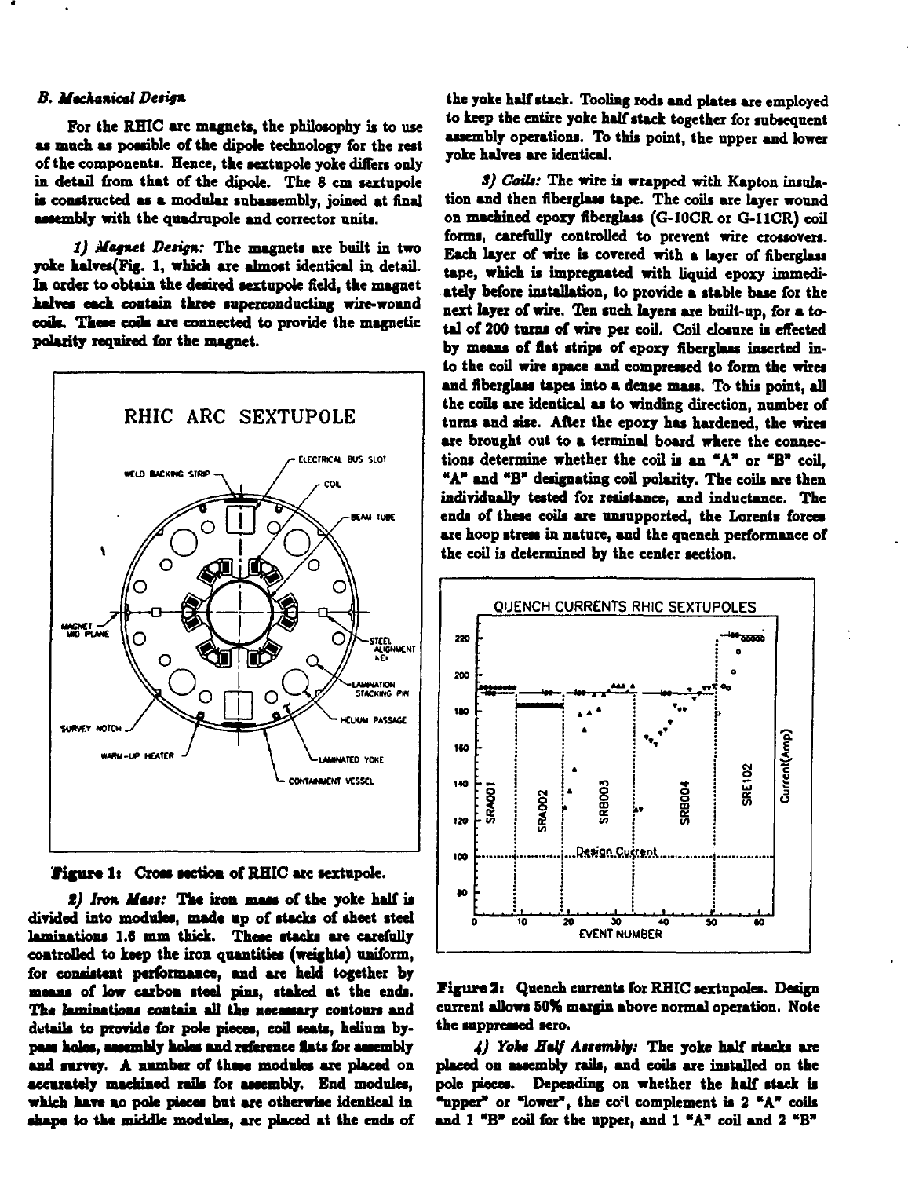### B. Mechanical Design

For the RHIC arc magnets, the philosophy is to use as much as possible of the dipole technology for the rest of the components. Hence, the sextupole yoke differs only in detail from that of the dipole. The 8 cm sextupole is constructed as a modular subassembly, joined at final assembly with the quadrupole and corrector units.

*1) Magnet Design:* The magnets are built in two yoke halves(Fig. 1, which are almost identical in detail. In order to obtain the desired sextupole field, the magnet halves each contain three superconducting wire-wound coils. These coils are connected to provide the magnetic polarity required for the magnet.

RHIC ARC SEXTUPOLE

WELD BACKING STRIP

ELECTRICAL BUS SLOT

COIL

BEAM TUBE

MAGNET MID PLANE

STEEL ALIGNMENT KEY

LAMINATION STACKING PIN

HELIUM PASSAGE

SURVEY NOTCH

WARM-UP HEATER

LAMINATED YOKE

CONTAINMENT VESSEL

**Figure 1:** Cross section of RHIC arc sextupole.

*2) Iron Mass:* The iron mass of the yoke half is divided into modules, made up of stacks of sheet steel laminations 1.6 mm thick. These stacks are carefully controlled to keep the iron quantities (weights) uniform, for consistent performance, and are held together by means of low carbon steel pins, staked at the ends. The laminations contain all the necessary contours and details to provide for pole pieces, coil seats, helium bypass holes, assembly holes and reference flats for assembly and survey. A number of these modules are placed on accurately machined rails for assembly. End modules, which have no pole pieces but are otherwise identical in shape to the middle modules, are placed at the ends of the yoke half stack. Tooling rods and plates are employed to keep the entire yoke half stack together for subsequent assembly operations. To this point, the upper and lower yoke halves are identical.

*3) Coils:* The wire is wrapped with Kapton insulation and then fiberglass tape. The coils are layer wound on machined epoxy fiberglass (G-10CR or G-11CR) coil forms, carefully controlled to prevent wire crossovers. Each layer of wire is covered with a layer of fiberglass tape, which is impregnated with liquid epoxy immediately before installation, to provide a stable base for the next layer of wire. Ten such layers are built-up, for a total of 200 turns of wire per coil. Coil closure is effected by means of flat strips of epoxy fiberglass inserted into the coil wire space and compressed to form the wires and fiberglass tapes into a dense mass. To this point, all the coils are identical as to winding direction, number of turns and size. After the epoxy has hardened, the wires are brought out to a terminal board where the connections determine whether the coil is an "A" or "B" coil, "A" and "B" designating coil polarity. The coils are then individually tested for resistance, and inductance. The ends of these coils are unsupported, the Lorentz forces are hoop stress in nature, and the quench performance of the coil is determined by the center section.

QUENCH CURRENTS RHIC SEXTUPOLES

220
200
180
160
140
120
100
80

0 10 20 30 40 50 60

EVENT NUMBER

Current(Amp)

SRA001

SRA002

SRB003

SRB004

SRE102

Design Current

**Figure 2:** Quench currents for RHIC sextupoles. Design current allows 50% margin above normal operation. Note the suppressed zero.

*4) Yoke Half Assembly:* The yoke half stacks are placed on assembly rails, and coils are installed on the pole pieces. Depending on whether the half stack is "upper" or "lower", the coil complement is 2 "A" coils and 1 "B" coil for the upper, and 1 "A" coil and 2 "B"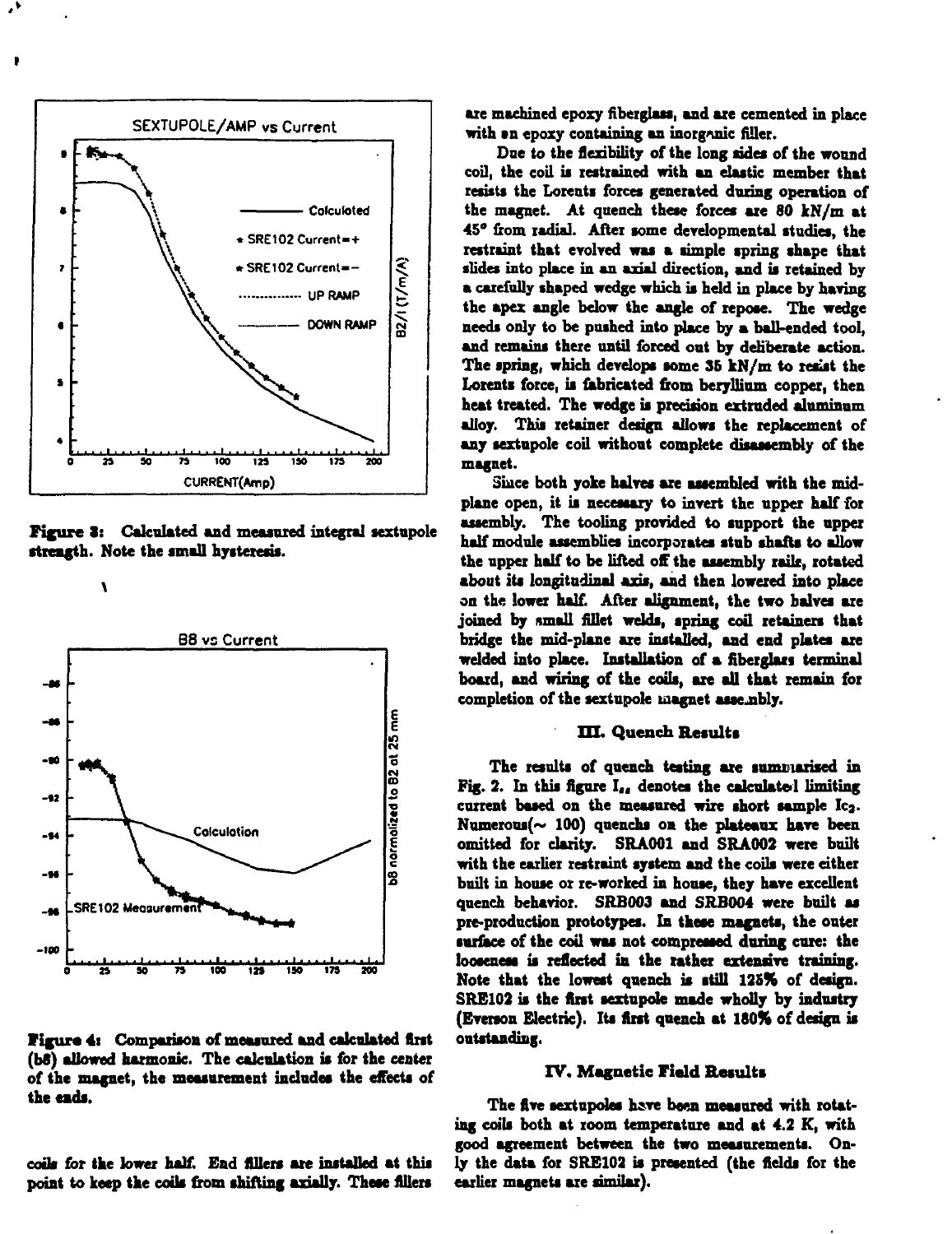SEXTUPOLE/AMP vs Current

Calculated

SRE102 Current=+

SRE102 Current=-

UP RAMP

DOWN RAMP

B2/I (T/m/A)

CURRENT(Amp)

0 25 50 75 100 125 150 175 200

4 5 6 7 8 9

**Figure 3:** Calculated and measured integral sextupole strength. Note the small hysteresis.

B8 vs Current

Calculation

SRE102 Measurement

b8 normalized to B2 at 25 mm

-86 -88 -90 -92 -94 -96 -98 -100

0 25 50 75 100 125 150 175 200

**Figure 4:** Comparison of measured and calculated first (b8) allowed harmonic. The calculation is for the center of the magnet, the measurement includes the effects of the ends.

coils for the lower half. End fillers are installed at this point to keep the coils from shifting axially. These fillers are machined epoxy fiberglass, and are cemented in place with an epoxy containing an inorganic filler.

Due to the flexibility of the long sides of the wound coil, the coil is restrained with an elastic member that resists the Lorentz forces generated during operation of the magnet. At quench these forces are 80 kN/m at 45° from radial. After some developmental studies, the restraint that evolved was a simple spring shape that slides into place in an axial direction, and is retained by a carefully shaped wedge which is held in place by having the apex angle below the angle of repose. The wedge needs only to be pushed into place by a ball-ended tool, and remains there until forced out by deliberate action. The spring, which develops some 35 kN/m to resist the Lorentz force, is fabricated from beryllium copper, then heat treated. The wedge is precision extruded aluminum alloy. This retainer design allows the replacement of any sextupole coil without complete disassembly of the magnet.

Since both yoke halves are assembled with the mid-plane open, it is necessary to invert the upper half for assembly. The tooling provided to support the upper half module assemblies incorporates stub shafts to allow the upper half to be lifted off the assembly rails, rotated about its longitudinal axis, and then lowered into place on the lower half. After alignment, the two halves are joined by small fillet welds, spring coil retainers that bridge the mid-plane are installed, and end plates are welded into place. Installation of a fiberglass terminal board, and wiring of the coils, are all that remain for completion of the sextupole magnet assembly.

## III. Quench Results

The results of quench testing are summarized in Fig. 2. In this figure $I_{ss}$ denotes the calculated limiting current based on the measured wire short sample $Ic_2$. Numerous(~ 100) quenchs on the plateaux have been omitted for clarity. SRA001 and SRA002 were built with the earlier restraint system and the coils were either built in house or re-worked in house, they have excellent quench behavior. SRB003 and SRB004 were built as pre-production prototypes. In these magnets, the outer surface of the coil was not compressed during cure: the looseness is reflected in the rather extensive training. Note that the lowest quench is still 125% of design. SRE102 is the first sextupole made wholly by industry (Everson Electric). Its first quench at 180% of design is outstanding.

## IV. Magnetic Field Results

The five sextupoles have been measured with rotating coils both at room temperature and at 4.2 K, with good agreement between the two measurements. Only the data for SRE102 is presented (the fields for the earlier magnets are similar).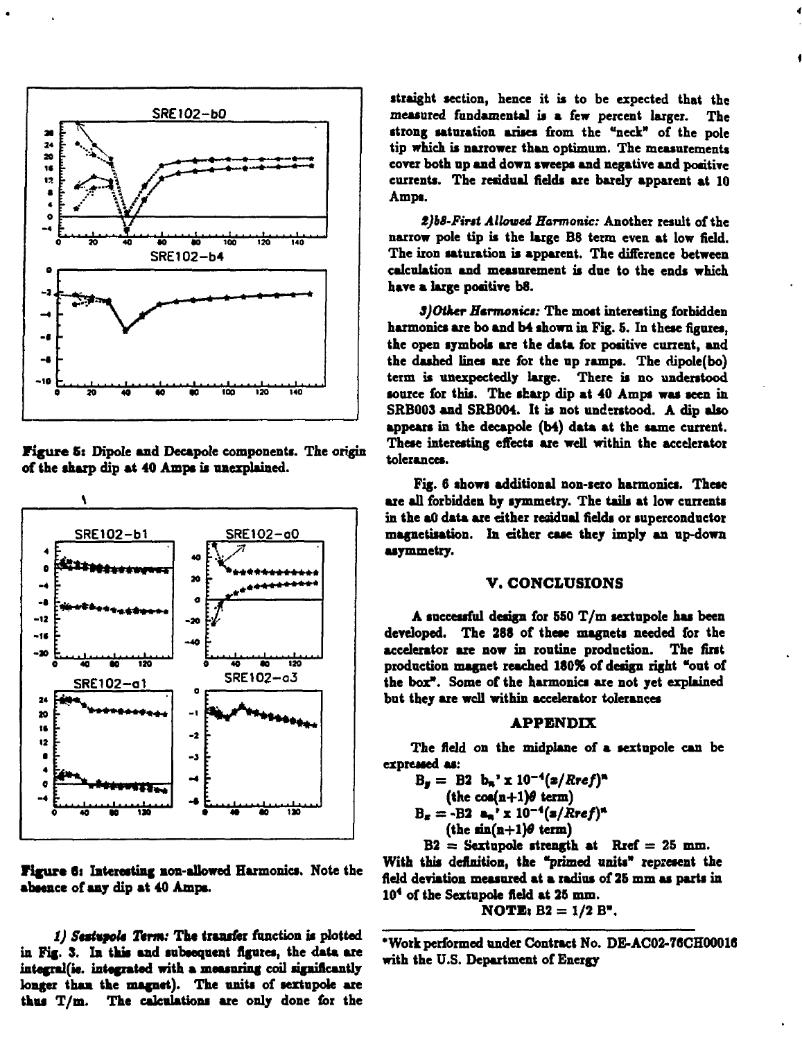SRE102-b0

28
24
20
16
12
8
4
0
-4

0 20 40 60 80 100 120 140

SRE102-b4

0
-2
-4
-6
-8
-10

0 20 40 60 80 100 120 140

**Figure 5:** Dipole and Decapole components. The origin of the sharp dip at 40 Amps is unexplained.

SRE102-b1

4
0
-4
-8
-12
-16
-20

0 40 80 120

SRE102-a0

40
20
0
-20
-40

0 40 80 120

SRE102-a1

24
20
16
12
8
4
0
-4

0 40 80 120

SRE102-a3

0
-1
-2
-3
-4
-5

0 40 80 120

**Figure 6:** Interesting non-allowed Harmonics. Note the absence of any dip at 40 Amps.

*1) Sextupole Term:* The transfer function is plotted in Fig. 3. In this and subsequent figures, the data are integral(ie. integrated with a measuring coil significantly longer than the magnet). The units of sextupole are thus T/m. The calculations are only done for the straight section, hence it is to be expected that the measured fundamental is a few percent larger. The strong saturation arises from the "neck" of the pole tip which is narrower than optimum. The measurements cover both up and down sweeps and negative and positive currents. The residual fields are barely apparent at 10 Amps.

*2)b8-First Allowed Harmonic:* Another result of the narrow pole tip is the large B8 term even at low field. The iron saturation is apparent. The difference between calculation and measurement is due to the ends which have a large positive b8.

*3)Other Harmonics:* The most interesting forbidden harmonics are bo and b4 shown in Fig. 5. In these figures, the open symbols are the data for positive current, and the dashed lines are for the up ramps. The dipole(bo) term is unexpectedly large. There is no understood source for this. The sharp dip at 40 Amps was seen in SRB003 and SRB004. It is not understood. A dip also appears in the decapole (b4) data at the same current. These interesting effects are well within the accelerator tolerances.

Fig. 6 shows additional non-zero harmonics. These are all forbidden by symmetry. The tails at low currents in the a0 data are either residual fields or superconductor magnetisation. In either case they imply an up-down asymmetry.

## V. CONCLUSIONS

A successful design for 550 T/m sextupole has been developed. The 288 of these magnets needed for the accelerator are now in routine production. The first production magnet reached 180% of design right "out of the box". Some of the harmonics are not yet explained but they are well within accelerator tolerances

## APPENDIX

The field on the midplane of a sextupole can be expressed as:

$$B_y = B2 \; b_n' \times 10^{-4}(x/Rref)^n$$

(the $\cos(n+1)\theta$ term)

$$B_x = -B2 \; a_n' \times 10^{-4}(x/Rref)^n$$

(the $\sin(n+1)\theta$ term)

$B2$ = Sextupole strength at $Rref$ = 25 mm.

With this definition, the "primed units" represent the field deviation measured at a radius of 25 mm as parts in $10^4$ of the Sextupole field at 25 mm.

**NOTE:** $B2 = 1/2 \; B''$.

*Work performed under Contract No. DE-AC02-76CH00016 with the U.S. Department of Energy